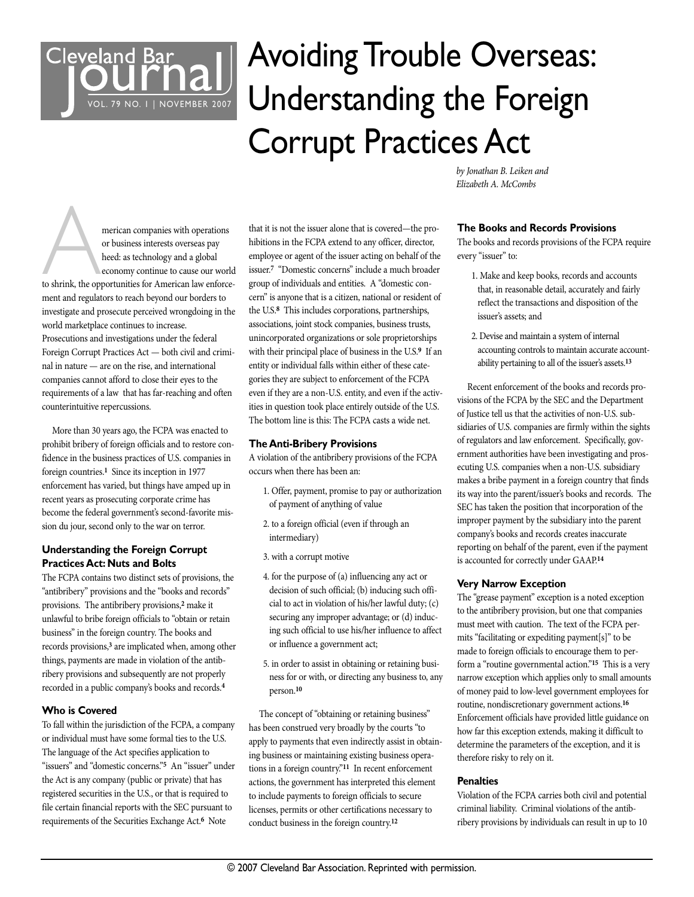# Avoiding Trouble Overseas: Understanding the Foreign Corrupt Practices Act

*by Jonathan B. Leiken and Elizabeth A. McCombs*

American companies with operations or business interests overseas pay heed: as technology and a global economy continue to cause our world to shrink, the opportunities for American law enforcement and regulators to reach beyond our borders to investigate and prosecute perceived wrongdoing in the world marketplace continues to increase. Prosecutions and investigations under the federal Foreign Corrupt Practices Act — both civil and criminal in nature — are on the rise, and international companies cannot afford to close their eyes to the requirements of a law that has far-reaching and often counterintuitive repercussions.

More than 30 years ago, the FCPA was enacted to prohibit bribery of foreign officials and to restore confidence in the business practices of U.S. companies in foreign countries.[1] Since its inception in 1977 enforcement has varied, but things have amped up in recent years as prosecuting corporate crime has become the federal government's second-favorite mission du jour, second only to the war on terror.

### Understanding the Foreign Corrupt Practices Act: Nuts and Bolts

The FCPA contains two distinct sets of provisions, the "antibribery" provisions and the "books and records" provisions. The antibribery provisions,[2] make it unlawful to bribe foreign officials to "obtain or retain business" in the foreign country. The books and records provisions,[3] are implicated when, among other things, payments are made in violation of the antibribery provisions and subsequently are not properly recorded in a public company's books and records.[4]

### Who is Covered

To fall within the jurisdiction of the FCPA, a company or individual must have some formal ties to the U.S. The language of the Act specifies application to "issuers" and "domestic concerns."[5] An "issuer" under the Act is any company (public or private) that has registered securities in the U.S., or that is required to file certain financial reports with the SEC pursuant to requirements of the Securities Exchange Act.[6] Note that it is not the issuer alone that is covered—the prohibitions in the FCPA extend to any officer, director, employee or agent of the issuer acting on behalf of the issuer.[7] "Domestic concerns" include a much broader group of individuals and entities. A "domestic concern" is anyone that is a citizen, national or resident of the U.S.[8] This includes corporations, partnerships, associations, joint stock companies, business trusts, unincorporated organizations or sole proprietorships with their principal place of business in the U.S.[9] If an entity or individual falls within either of these categories they are subject to enforcement of the FCPA even if they are a non-U.S. entity, and even if the activities in question took place entirely outside of the U.S. The bottom line is this: The FCPA casts a wide net.

### The Anti-Bribery Provisions

A violation of the antibribery provisions of the FCPA occurs when there has been an:

1. Offer, payment, promise to pay or authorization of payment of anything of value
2. to a foreign official (even if through an intermediary)
3. with a corrupt motive
4. for the purpose of (a) influencing any act or decision of such official; (b) inducing such official to act in violation of his/her lawful duty; (c) securing any improper advantage; or (d) inducing such official to use his/her influence to affect or influence a government act;
5. in order to assist in obtaining or retaining business for or with, or directing any business to, any person.[10]

The concept of "obtaining or retaining business" has been construed very broadly by the courts "to apply to payments that even indirectly assist in obtaining business or maintaining existing business operations in a foreign country."[11] In recent enforcement actions, the government has interpreted this element to include payments to foreign officials to secure licenses, permits or other certifications necessary to conduct business in the foreign country.[12]

### The Books and Records Provisions

The books and records provisions of the FCPA require every "issuer" to:

1. Make and keep books, records and accounts that, in reasonable detail, accurately and fairly reflect the transactions and disposition of the issuer's assets; and
2. Devise and maintain a system of internal accounting controls to maintain accurate accountability pertaining to all of the issuer's assets.[13]

Recent enforcement of the books and records provisions of the FCPA by the SEC and the Department of Justice tell us that the activities of non-U.S. subsidiaries of U.S. companies are firmly within the sights of regulators and law enforcement. Specifically, government authorities have been investigating and prosecuting U.S. companies when a non-U.S. subsidiary makes a bribe payment in a foreign country that finds its way into the parent/issuer's books and records. The SEC has taken the position that incorporation of the improper payment by the subsidiary into the parent company's books and records creates inaccurate reporting on behalf of the parent, even if the payment is accounted for correctly under GAAP.[14]

### Very Narrow Exception

The "grease payment" exception is a noted exception to the antibribery provision, but one that companies must meet with caution. The text of the FCPA permits "facilitating or expediting payment[s]" to be made to foreign officials to encourage them to perform a "routine governmental action."[15] This is a very narrow exception which applies only to small amounts of money paid to low-level government employees for routine, nondiscretionary government actions.[16] Enforcement officials have provided little guidance on how far this exception extends, making it difficult to determine the parameters of the exception, and it is therefore risky to rely on it.

### Penalties

Violation of the FCPA carries both civil and potential criminal liability. Criminal violations of the antibribery provisions by individuals can result in up to 10

© 2007 Cleveland Bar Association. Reprinted with permission.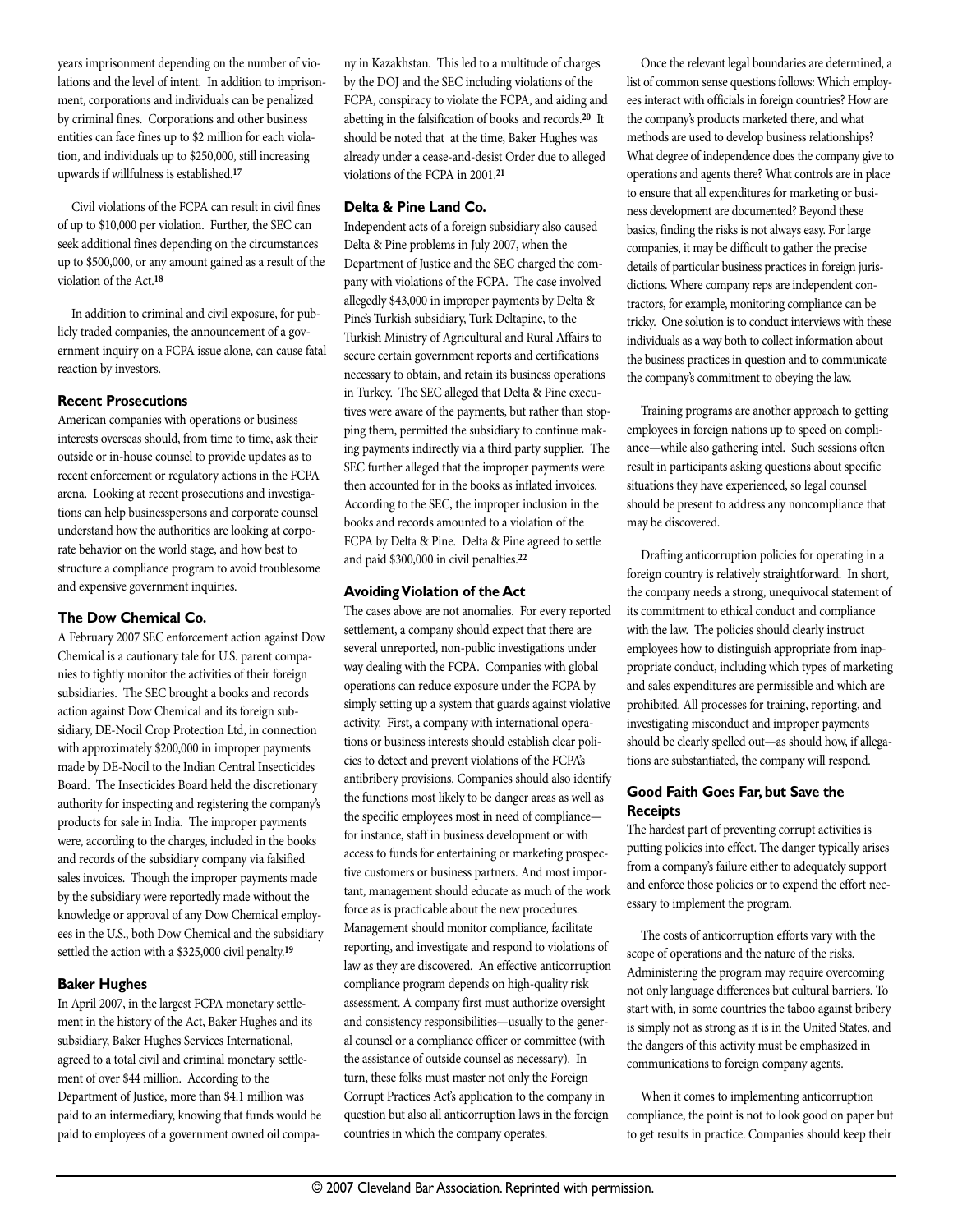years imprisonment depending on the number of violations and the level of intent. In addition to imprisonment, corporations and individuals can be penalized by criminal fines. Corporations and other business entities can face fines up to $2 million for each violation, and individuals up to $250,000, still increasing upwards if willfulness is established.[17]

Civil violations of the FCPA can result in civil fines of up to $10,000 per violation. Further, the SEC can seek additional fines depending on the circumstances up to $500,000, or any amount gained as a result of the violation of the Act.[18]

In addition to criminal and civil exposure, for publicly traded companies, the announcement of a government inquiry on a FCPA issue alone, can cause fatal reaction by investors.

### Recent Prosecutions

American companies with operations or business interests overseas should, from time to time, ask their outside or in-house counsel to provide updates as to recent enforcement or regulatory actions in the FCPA arena. Looking at recent prosecutions and investigations can help businesspersons and corporate counsel understand how the authorities are looking at corporate behavior on the world stage, and how best to structure a compliance program to avoid troublesome and expensive government inquiries.

### The Dow Chemical Co.

A February 2007 SEC enforcement action against Dow Chemical is a cautionary tale for U.S. parent companies to tightly monitor the activities of their foreign subsidiaries. The SEC brought a books and records action against Dow Chemical and its foreign subsidiary, DE-Nocil Crop Protection Ltd, in connection with approximately $200,000 in improper payments made by DE-Nocil to the Indian Central Insecticides Board. The Insecticides Board held the discretionary authority for inspecting and registering the company's products for sale in India. The improper payments were, according to the charges, included in the books and records of the subsidiary company via falsified sales invoices. Though the improper payments made by the subsidiary were reportedly made without the knowledge or approval of any Dow Chemical employees in the U.S., both Dow Chemical and the subsidiary settled the action with a $325,000 civil penalty.[19]

### Baker Hughes

In April 2007, in the largest FCPA monetary settlement in the history of the Act, Baker Hughes and its subsidiary, Baker Hughes Services International, agreed to a total civil and criminal monetary settlement of over $44 million. According to the Department of Justice, more than $4.1 million was paid to an intermediary, knowing that funds would be paid to employees of a government owned oil company in Kazakhstan. This led to a multitude of charges by the DOJ and the SEC including violations of the FCPA, conspiracy to violate the FCPA, and aiding and abetting in the falsification of books and records.[20] It should be noted that at the time, Baker Hughes was already under a cease-and-desist Order due to alleged violations of the FCPA in 2001.[21]

### Delta & Pine Land Co.

Independent acts of a foreign subsidiary also caused Delta & Pine problems in July 2007, when the Department of Justice and the SEC charged the company with violations of the FCPA. The case involved allegedly $43,000 in improper payments by Delta & Pine's Turkish subsidiary, Turk Deltapine, to the Turkish Ministry of Agricultural and Rural Affairs to secure certain government reports and certifications necessary to obtain, and retain its business operations in Turkey. The SEC alleged that Delta & Pine executives were aware of the payments, but rather than stopping them, permitted the subsidiary to continue making payments indirectly via a third party supplier. The SEC further alleged that the improper payments were then accounted for in the books as inflated invoices. According to the SEC, the improper inclusion in the books and records amounted to a violation of the FCPA by Delta & Pine. Delta & Pine agreed to settle and paid $300,000 in civil penalties.[22]

### Avoiding Violation of the Act

The cases above are not anomalies. For every reported settlement, a company should expect that there are several unreported, non-public investigations under way dealing with the FCPA. Companies with global operations can reduce exposure under the FCPA by simply setting up a system that guards against violative activity. First, a company with international operations or business interests should establish clear policies to detect and prevent violations of the FCPA's antibribery provisions. Companies should also identify the functions most likely to be danger areas as well as the specific employees most in need of compliance—for instance, staff in business development or with access to funds for entertaining or marketing prospective customers or business partners. And most important, management should educate as much of the work force as is practicable about the new procedures. Management should monitor compliance, facilitate reporting, and investigate and respond to violations of law as they are discovered. An effective anticorruption compliance program depends on high-quality risk assessment. A company first must authorize oversight and consistency responsibilities—usually to the general counsel or a compliance officer or committee (with the assistance of outside counsel as necessary). In turn, these folks must master not only the Foreign Corrupt Practices Act's application to the company in question but also all anticorruption laws in the foreign countries in which the company operates.

Once the relevant legal boundaries are determined, a list of common sense questions follows: Which employees interact with officials in foreign countries? How are the company's products marketed there, and what methods are used to develop business relationships? What degree of independence does the company give to operations and agents there? What controls are in place to ensure that all expenditures for marketing or business development are documented? Beyond these basics, finding the risks is not always easy. For large companies, it may be difficult to gather the precise details of particular business practices in foreign jurisdictions. Where company reps are independent contractors, for example, monitoring compliance can be tricky. One solution is to conduct interviews with these individuals as a way both to collect information about the business practices in question and to communicate the company's commitment to obeying the law.

Training programs are another approach to getting employees in foreign nations up to speed on compliance—while also gathering intel. Such sessions often result in participants asking questions about specific situations they have experienced, so legal counsel should be present to address any noncompliance that may be discovered.

Drafting anticorruption policies for operating in a foreign country is relatively straightforward. In short, the company needs a strong, unequivocal statement of its commitment to ethical conduct and compliance with the law. The policies should clearly instruct employees how to distinguish appropriate from inappropriate conduct, including which types of marketing and sales expenditures are permissible and which are prohibited. All processes for training, reporting, and investigating misconduct and improper payments should be clearly spelled out—as should how, if allegations are substantiated, the company will respond.

### Good Faith Goes Far, but Save the Receipts

The hardest part of preventing corrupt activities is putting policies into effect. The danger typically arises from a company's failure either to adequately support and enforce those policies or to expend the effort necessary to implement the program.

The costs of anticorruption efforts vary with the scope of operations and the nature of the risks. Administering the program may require overcoming not only language differences but cultural barriers. To start with, in some countries the taboo against bribery is simply not as strong as it is in the United States, and the dangers of this activity must be emphasized in communications to foreign company agents.

When it comes to implementing anticorruption compliance, the point is not to look good on paper but to get results in practice. Companies should keep their

© 2007 Cleveland Bar Association. Reprinted with permission.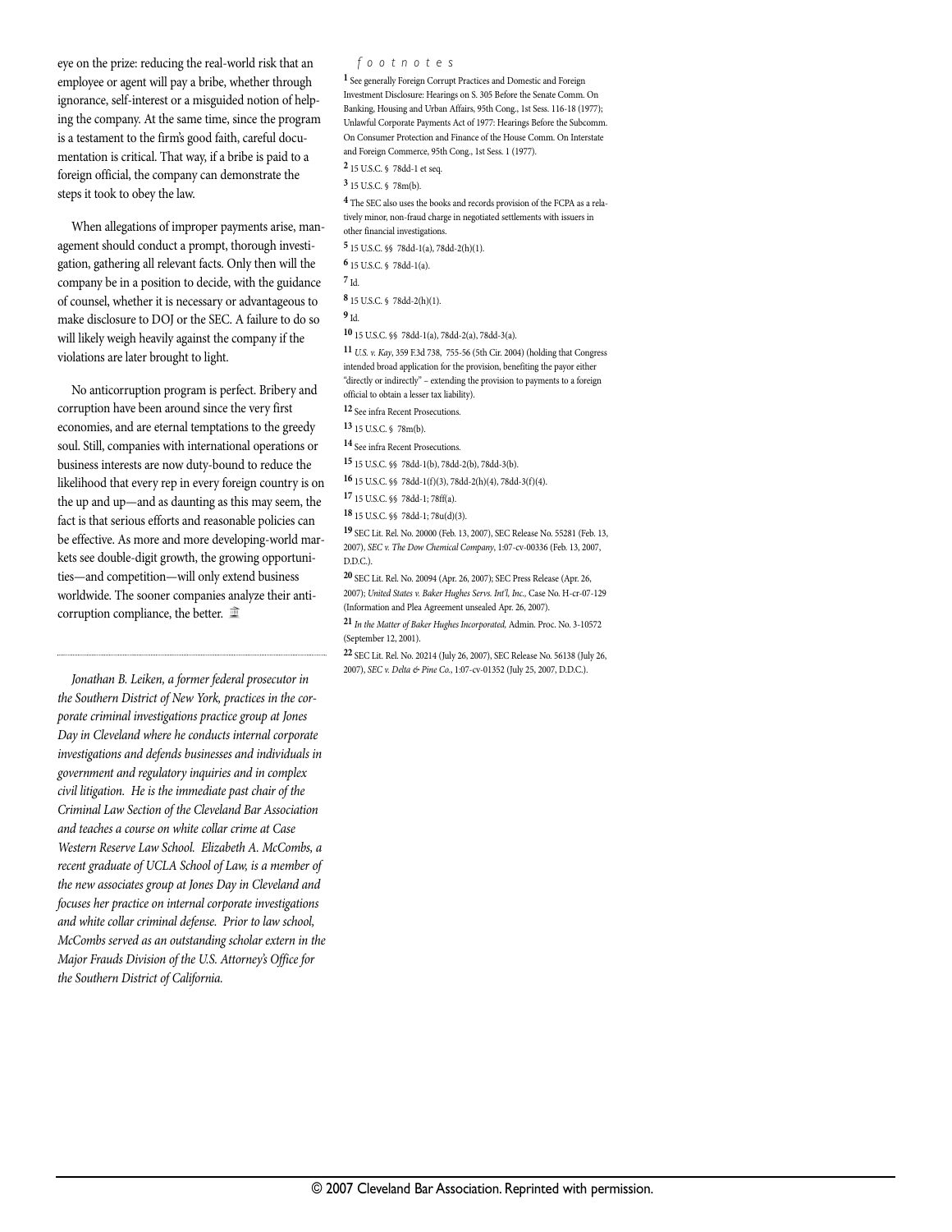eye on the prize: reducing the real-world risk that an employee or agent will pay a bribe, whether through ignorance, self-interest or a misguided notion of helping the company. At the same time, since the program is a testament to the firm's good faith, careful documentation is critical. That way, if a bribe is paid to a foreign official, the company can demonstrate the steps it took to obey the law.

When allegations of improper payments arise, management should conduct a prompt, thorough investigation, gathering all relevant facts. Only then will the company be in a position to decide, with the guidance of counsel, whether it is necessary or advantageous to make disclosure to DOJ or the SEC. A failure to do so will likely weigh heavily against the company if the violations are later brought to light.

No anticorruption program is perfect. Bribery and corruption have been around since the very first economies, and are eternal temptations to the greedy soul. Still, companies with international operations or business interests are now duty-bound to reduce the likelihood that every rep in every foreign country is on the up and up—and as daunting as this may seem, the fact is that serious efforts and reasonable policies can be effective. As more and more developing-world markets see double-digit growth, the growing opportunities—and competition—will only extend business worldwide. The sooner companies analyze their anticorruption compliance, the better.

---

*Jonathan B. Leiken, a former federal prosecutor in the Southern District of New York, practices in the corporate criminal investigations practice group at Jones Day in Cleveland where he conducts internal corporate investigations and defends businesses and individuals in government and regulatory inquiries and in complex civil litigation. He is the immediate past chair of the Criminal Law Section of the Cleveland Bar Association and teaches a course on white collar crime at Case Western Reserve Law School. Elizabeth A. McCombs, a recent graduate of UCLA School of Law, is a member of the new associates group at Jones Day in Cleveland and focuses her practice on internal corporate investigations and white collar criminal defense. Prior to law school, McCombs served as an outstanding scholar extern in the Major Frauds Division of the U.S. Attorney's Office for the Southern District of California.*

*footnotes*

[1] See generally Foreign Corrupt Practices and Domestic and Foreign Investment Disclosure: Hearings on S. 305 Before the Senate Comm. On Banking, Housing and Urban Affairs, 95th Cong., 1st Sess. 116-18 (1977); Unlawful Corporate Payments Act of 1977: Hearings Before the Subcomm. On Consumer Protection and Finance of the House Comm. On Interstate and Foreign Commerce, 95th Cong., 1st Sess. 1 (1977).

[2] 15 U.S.C. § 78dd-1 et seq.

[3] 15 U.S.C. § 78m(b).

[4] The SEC also uses the books and records provision of the FCPA as a relatively minor, non-fraud charge in negotiated settlements with issuers in other financial investigations.

[5] 15 U.S.C. §§ 78dd-1(a), 78dd-2(h)(1).

[6] 15 U.S.C. § 78dd-1(a).

[7] Id.

[8] 15 U.S.C. § 78dd-2(h)(1).

[9] Id.

[10] 15 U.S.C. §§ 78dd-1(a), 78dd-2(a), 78dd-3(a).

[11] *U.S. v. Kay*, 359 F.3d 738, 755-56 (5th Cir. 2004) (holding that Congress intended broad application for the provision, benefiting the payor either "directly or indirectly" – extending the provision to payments to a foreign official to obtain a lesser tax liability).

[12] See infra Recent Prosecutions.

[13] 15 U.S.C. § 78m(b).

[14] See infra Recent Prosecutions.

[15] 15 U.S.C. §§ 78dd-1(b), 78dd-2(b), 78dd-3(b).

[16] 15 U.S.C. §§ 78dd-1(f)(3), 78dd-2(h)(4), 78dd-3(f)(4).

[17] 15 U.S.C. §§ 78dd-1; 78ff(a).

[18] 15 U.S.C. §§ 78dd-1; 78u(d)(3).

[19] SEC Lit. Rel. No. 20000 (Feb. 13, 2007), SEC Release No. 55281 (Feb. 13, 2007), *SEC v. The Dow Chemical Company*, 1:07-cv-00336 (Feb. 13, 2007, D.D.C.).

[20] SEC Lit. Rel. No. 20094 (Apr. 26, 2007); SEC Press Release (Apr. 26, 2007); *United States v. Baker Hughes Servs. Int'l, Inc.*, Case No. H-cr-07-129 (Information and Plea Agreement unsealed Apr. 26, 2007).

[21] *In the Matter of Baker Hughes Incorporated*, Admin. Proc. No. 3-10572 (September 12, 2001).

[22] SEC Lit. Rel. No. 20214 (July 26, 2007), SEC Release No. 56138 (July 26, 2007), *SEC v. Delta & Pine Co.*, 1:07-cv-01352 (July 25, 2007, D.D.C.).

© 2007 Cleveland Bar Association. Reprinted with permission.